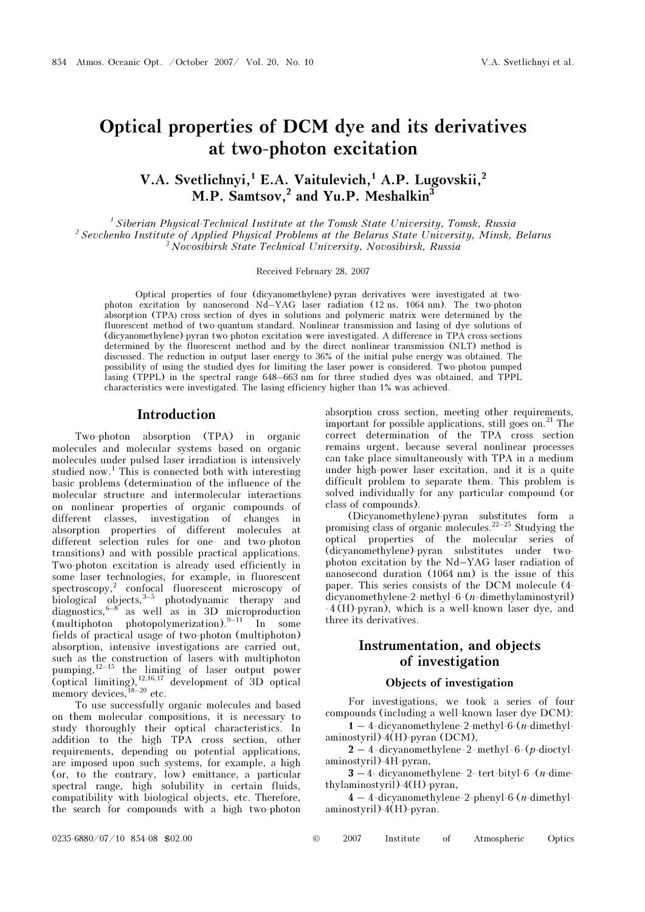# Optical properties of DCM dye and its derivatives at two-photon excitation

V.A. Svetlichnyi,[1] E.A. Vaitulevich,[1] A.P. Lugovskii,[2] M.P. Samtsov,[2] and Yu.P. Meshalkin[3]

[1] *Siberian Physical-Technical Institute at the Tomsk State University, Tomsk, Russia*
[2] *Sevchenko Institute of Applied Physical Problems at the Belarus State University, Minsk, Belarus*
[3] *Novosibirsk State Technical University, Novosibirsk, Russia*

Received February 28, 2007

Optical properties of four (dicyanomethylene)-pyran derivatives were investigated at two-photon excitation by nanosecond Nd–YAG laser radiation (12 ns, 1064 nm). The two-photon absorption (TPA) cross section of dyes in solutions and polymeric matrix were determined by the fluorescent method of two-quantum standard. Nonlinear transmission and lasing of dye solutions of (dicyanomethylene)-pyran two-photon excitation were investigated. A difference in TPA cross-sections determined by the fluorescent method and by the direct nonlinear transmission (NLT) method is discussed. The reduction in output laser energy to 36% of the initial pulse energy was obtained. The possibility of using the studied dyes for limiting the laser power is considered. Two-photon pumped lasing (TPPL) in the spectral range 648–663 nm for three studied dyes was obtained, and TPPL characteristics were investigated. The lasing efficiency higher than 1% was achieved.

## Introduction

Two-photon absorption (TPA) in organic molecules and molecular systems based on organic molecules under pulsed laser irradiation is intensively studied now.[1] This is connected both with interesting basic problems (determination of the influence of the molecular structure and intermolecular interactions on nonlinear properties of organic compounds of different classes, investigation of changes in absorption properties of different molecules at different selection rules for one- and two-photon transitions) and with possible practical applications. Two-photon excitation is already used efficiently in some laser technologies, for example, in fluorescent spectroscopy,[2] confocal fluorescent microscopy of biological objects,[3–5] photodynamic therapy and diagnostics,[6–8] as well as in 3D microproduction (multiphoton photopolymerization).[9–11] In some fields of practical usage of two-photon (multiphoton) absorption, intensive investigations are carried out, such as the construction of lasers with multiphoton pumping,[12–15] the limiting of laser output power (optical limiting),[12,16,17] development of 3D optical memory devices,[18–20] etc.

To use successfully organic molecules and based on them molecular compositions, it is necessary to study thoroughly their optical characteristics. In addition to the high TPA cross section, other requirements, depending on potential applications, are imposed upon such systems, for example, a high (or, to the contrary, low) emittance, a particular spectral range, high solubility in certain fluids, compatibility with biological objects, etc. Therefore, the search for compounds with a high two-photon absorption cross section, meeting other requirements, important for possible applications, still goes on.[21] The correct determination of the TPA cross section remains urgent, because several nonlinear processes can take place simultaneously with TPA in a medium under high-power laser excitation, and it is a quite difficult problem to separate them. This problem is solved individually for any particular compound (or class of compounds).

(Dicyanomethylene)-pyran substitutes form a promising class of organic molecules.[22–25] Studying the optical properties of the molecular series of (dicyanomethylene)-pyran substitutes under two-photon excitation by the Nd–YAG laser radiation of nanosecond duration (1064 nm) is the issue of this paper. This series consists of the DCM molecule (4-dicyanomethylene-2-methyl-6-(*n*-dimethylaminostyril)-4(H)-pyran), which is a well-known laser dye, and three its derivatives.

## Instrumentation, and objects of investigation

### Objects of investigation

For investigations, we took a series of four compounds (including a well-known laser dye DCM):

**1** – 4-dicyanomethylene-2-methyl-6-(*n*-dimethylaminostyril)-4(H)-pyran (DCM),

**2** – 4-dicyanomethylene-2-methyl-6-(*p*-dioctylaminostyril)-4H-pyran,

**3** – 4-dicyanomethylene-2-tert-bityl-6-(*n*-dimethylaminostyril)-4(H)-pyran,

**4** – 4-dicyanomethylene-2-phenyl-6-(*n*-dimethylaminostyril)-4(H)-pyran.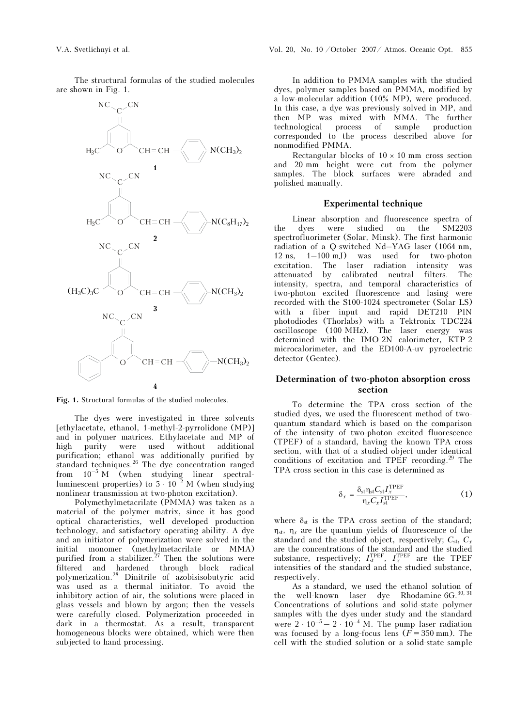The structural formulas of the studied molecules are shown in Fig. 1.

**Fig. 1.** Structural formulas of the studied molecules.

The dyes were investigated in three solvents [ethylacetate, ethanol, 1-methyl-2-pyrrolidone (MP)] and in polymer matrices. Ethylacetate and MP of high purity were used without additional purification; ethanol was additionally purified by standard techniques.[26] The dye concentration ranged from $10^{-5}$ M (when studying linear spectral-luminescent properties) to $5 \cdot 10^{-2}$ M (when studying nonlinear transmission at two-photon excitation).

Polymethylmetacrilate (PMMA) was taken as a material of the polymer matrix, since it has good optical characteristics, well developed production technology, and satisfactory operating ability. A dye and an initiator of polymerization were solved in the initial monomer (methylmetacrilate or MMA) purified from a stabilizer.[27] Then the solutions were filtered and hardened through block radical polymerization.[28] Dinitrile of azobisisobutyric acid was used as a thermal initiator. To avoid the inhibitory action of air, the solutions were placed in glass vessels and blown by argon; then the vessels were carefully closed. Polymerization proceeded in dark in a thermostat. As a result, transparent homogeneous blocks were obtained, which were then subjected to hand processing.

In addition to PMMA samples with the studied dyes, polymer samples based on PMMA, modified by a low-molecular addition (10% MP), were produced. In this case, a dye was previously solved in MP, and then MP was mixed with MMA. The further technological process of sample production corresponded to the process described above for nonmodified PMMA.

Rectangular blocks of $10 \times 10$ mm cross section and 20 mm height were cut from the polymer samples. The block surfaces were abraded and polished manually.

## Experimental technique

Linear absorption and fluorescence spectra of the dyes were studied on the SM2203 spectrofluorimeter (Solar, Minsk). The first harmonic radiation of a Q-switched Nd–YAG laser (1064 nm, 12 ns, 1–100 mJ) was used for two-photon excitation. The laser radiation intensity was attenuated by calibrated neutral filters. The intensity, spectra, and temporal characteristics of two-photon excited fluorescence and lasing were recorded with the S100-1024 spectrometer (Solar LS) with a fiber input and rapid DET210 PIN photodiodes (Thorlabs) with a Tektronix TDC224 oscilloscope (100 MHz). The laser energy was determined with the IMO-2N calorimeter, KTP-2 microcalorimeter, and the ED100-A-uv pyroelectric detector (Gentec).

## Determination of two-photon absorption cross section

To determine the TPA cross section of the studied dyes, we used the fluorescent method of two-quantum standard which is based on the comparison of the intensity of two-photon excited fluorescence (TPEF) of a standard, having the known TPA cross section, with that of a studied object under identical conditions of excitation and TPEF recording.[29] The TPA cross section in this case is determined as

$$\delta_x = \frac{\delta_{st} \eta_{st} C_{st} I_x^{TPEF}}{\eta_x C_x I_{st}^{TPEF}}, \tag{1}$$

where $\delta_{st}$ is the TPA cross section of the standard; $\eta_{st}$, $\eta_x$ are the quantum yields of fluorescence of the standard and the studied object, respectively; $C_{st}$, $C_x$ are the concentrations of the standard and the studied substance, respectively; $I_{st}^{TPEF}$, $I_x^{TPEF}$ are the TPEF intensities of the standard and the studied substance, respectively.

As a standard, we used the ethanol solution of the well-known laser dye Rhodamine 6G.[30, 31] Concentrations of solutions and solid-state polymer samples with the dyes under study and the standard were $2 \cdot 10^{-5} - 2 \cdot 10^{-4}$ M. The pump laser radiation was focused by a long-focus lens ($F = 350$ mm). The cell with the studied solution or a solid-state sample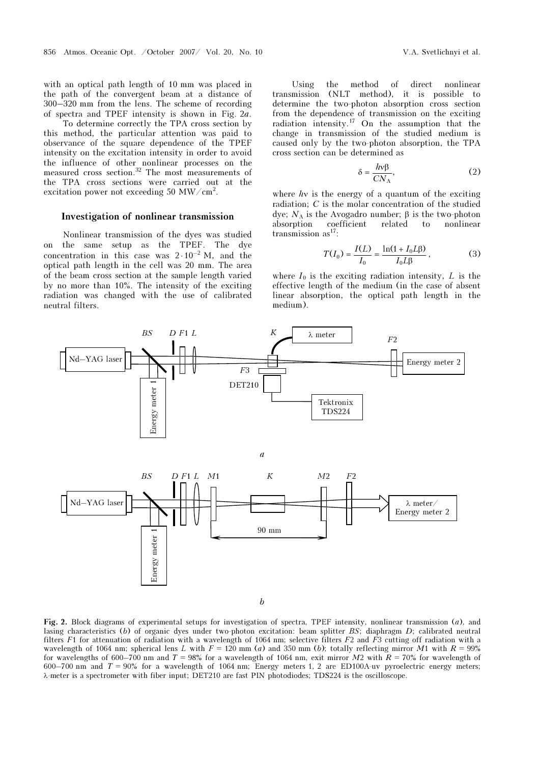with an optical path length of 10 mm was placed in the path of the convergent beam at a distance of 300–320 mm from the lens. The scheme of recording of spectra and TPEF intensity is shown in Fig. 2*a*.

To determine correctly the TPA cross section by this method, the particular attention was paid to observance of the square dependence of the TPEF intensity on the excitation intensity in order to avoid the influence of other nonlinear processes on the measured cross section.[32] The most measurements of the TPA cross sections were carried out at the excitation power not exceeding 50 MW/cm$^2$.

### Investigation of nonlinear transmission

Nonlinear transmission of the dyes was studied on the same setup as the TPEF. The dye concentration in this case was $2 \cdot 10^{-2}$ M, and the optical path length in the cell was 20 mm. The area of the beam cross section at the sample length varied by no more than 10%. The intensity of the exciting radiation was changed with the use of calibrated neutral filters.

Using the method of direct nonlinear transmission (NLT method), it is possible to determine the two-photon absorption cross section from the dependence of transmission on the exciting radiation intensity.[17] On the assumption that the change in transmission of the studied medium is caused only by the two-photon absorption, the TPA cross section can be determined as

$$\delta = \frac{h\nu\beta}{CN_A}, \tag{2}$$

where $h\nu$ is the energy of a quantum of the exciting radiation; $C$ is the molar concentration of the studied dye; $N_A$ is the Avogadro number; $\beta$ is the two-photon absorption coefficient related to nonlinear transmission as[17]:

$$T(I_0) = \frac{I(L)}{I_0} = \frac{\ln(1 + I_0 L\beta)}{I_0 L\beta}, \tag{3}$$

where $I_0$ is the exciting radiation intensity, $L$ is the effective length of the medium (in the case of absent linear absorption, the optical path length in the medium).

**Fig. 2.** Block diagrams of experimental setups for investigation of spectra, TPEF intensity, nonlinear transmission (*a*), and lasing characteristics (*b*) of organic dyes under two-photon excitation: beam splitter *BS*; diaphragm *D*; calibrated neutral filters *F*1 for attenuation of radiation with a wavelength of 1064 nm; selective filters *F*2 and *F*3 cutting off radiation with a wavelength of 1064 nm; spherical lens *L* with *F* = 120 mm (*a*) and 350 mm (*b*); totally reflecting mirror *M*1 with *R* = 99% for wavelengths of 600–700 nm and *T* = 98% for a wavelength of 1064 nm, exit mirror *M*2 with *R* = 70% for wavelength of 600–700 nm and *T* = 90% for a wavelength of 1064 nm; Energy meters 1, 2 are ED100A-uv pyroelectric energy meters; λ-meter is a spectrometer with fiber input; DET210 are fast PIN photodiodes; TDS224 is the oscilloscope.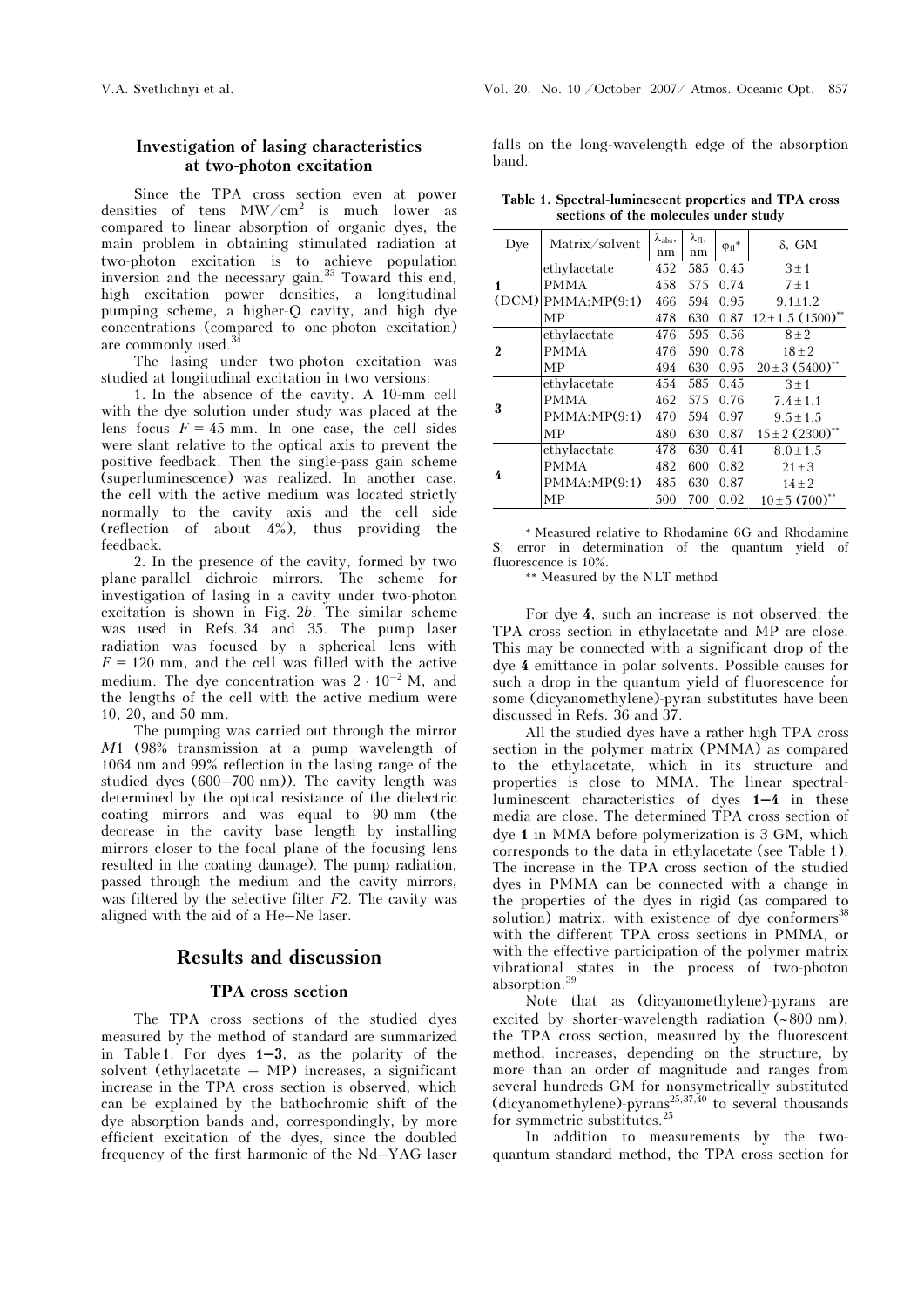### Investigation of lasing characteristics at two-photon excitation

Since the TPA cross section even at power densities of tens MW/cm$^2$ is much lower as compared to linear absorption of organic dyes, the main problem in obtaining stimulated radiation at two-photon excitation is to achieve population inversion and the necessary gain.[33] Toward this end, high excitation power densities, a longitudinal pumping scheme, a higher-Q cavity, and high dye concentrations (compared to one-photon excitation) are commonly used.[34]

The lasing under two-photon excitation was studied at longitudinal excitation in two versions:

1. In the absence of the cavity. A 10-mm cell with the dye solution under study was placed at the lens focus $F = 45$ mm. In one case, the cell sides were slant relative to the optical axis to prevent the positive feedback. Then the single-pass gain scheme (superluminescence) was realized. In another case, the cell with the active medium was located strictly normally to the cavity axis and the cell side (reflection of about 4%), thus providing the feedback.

2. In the presence of the cavity, formed by two plane-parallel dichroic mirrors. The scheme for investigation of lasing in a cavity under two-photon excitation is shown in Fig. 2*b*. The similar scheme was used in Refs. 34 and 35. The pump laser radiation was focused by a spherical lens with $F = 120$ mm, and the cell was filled with the active medium. The dye concentration was $2 \cdot 10^{-2}$ M, and the lengths of the cell with the active medium were 10, 20, and 50 mm.

The pumping was carried out through the mirror *M*1 (98% transmission at a pump wavelength of 1064 nm and 99% reflection in the lasing range of the studied dyes (600–700 nm)). The cavity length was determined by the optical resistance of the dielectric coating mirrors and was equal to 90 mm (the decrease in the cavity base length by installing mirrors closer to the focal plane of the focusing lens resulted in the coating damage). The pump radiation, passed through the medium and the cavity mirrors, was filtered by the selective filter *F*2. The cavity was aligned with the aid of a He–Ne laser.

## Results and discussion

### TPA cross section

The TPA cross sections of the studied dyes measured by the method of standard are summarized in Table 1. For dyes **1–3**, as the polarity of the solvent (ethylacetate – MP) increases, a significant increase in the TPA cross section is observed, which can be explained by the bathochromic shift of the dye absorption bands and, correspondingly, by more efficient excitation of the dyes, since the doubled frequency of the first harmonic of the Nd–YAG laser falls on the long-wavelength edge of the absorption band.

**Table 1. Spectral-luminescent properties and TPA cross sections of the molecules under study**

| Dye | Matrix/solvent | $\lambda_{abs}$, nm | $\lambda_{fl}$, nm | $\varphi_{fl}$* | δ, GM |
|---|---|---|---|---|---|
| **1** (DCM) | ethylacetate | 452 | 585 | 0.45 | 3 ± 1 |
| | PMMA | 458 | 575 | 0.74 | 7 ± 1 |
| | PMMA:MP(9:1) | 466 | 594 | 0.95 | 9.1±1.2 |
| | MP | 478 | 630 | 0.87 | 12 ± 1.5 (1500)** |
| **2** | ethylacetate | 476 | 595 | 0.56 | 8 ± 2 |
| | PMMA | 476 | 590 | 0.78 | 18 ± 2 |
| | MP | 494 | 630 | 0.95 | 20 ± 3 (5400)** |
| **3** | ethylacetate | 454 | 585 | 0.45 | 3 ± 1 |
| | PMMA | 462 | 575 | 0.76 | 7.4 ± 1.1 |
| | PMMA:MP(9:1) | 470 | 594 | 0.97 | 9.5 ± 1.5 |
| | MP | 480 | 630 | 0.87 | 15 ± 2 (2300)** |
| **4** | ethylacetate | 478 | 630 | 0.41 | 8.0 ± 1.5 |
| | PMMA | 482 | 600 | 0.82 | 21 ± 3 |
| | PMMA:MP(9:1) | 485 | 630 | 0.87 | 14 ± 2 |
| | MP | 500 | 700 | 0.02 | 10 ± 5 (700)** |

\* Measured relative to Rhodamine 6G and Rhodamine S; error in determination of the quantum yield of fluorescence is 10%.

\*\* Measured by the NLT method

For dye **4**, such an increase is not observed: the TPA cross section in ethylacetate and MP are close. This may be connected with a significant drop of the dye **4** emittance in polar solvents. Possible causes for such a drop in the quantum yield of fluorescence for some (dicyanomethylene)-pyran substitutes have been discussed in Refs. 36 and 37.

All the studied dyes have a rather high TPA cross section in the polymer matrix (PMMA) as compared to the ethylacetate, which in its structure and properties is close to MMA. The linear spectral-luminescent characteristics of dyes **1–4** in these media are close. The determined TPA cross section of dye **1** in MMA before polymerization is 3 GM, which corresponds to the data in ethylacetate (see Table 1). The increase in the TPA cross section of the studied dyes in PMMA can be connected with a change in the properties of the dyes in rigid (as compared to solution) matrix, with existence of dye conformers[38] with the different TPA cross sections in PMMA, or with the effective participation of the polymer matrix vibrational states in the process of two-photon absorption.[39]

Note that as (dicyanomethylene)-pyrans are excited by shorter-wavelength radiation (~800 nm), the TPA cross section, measured by the fluorescent method, increases, depending on the structure, by more than an order of magnitude and ranges from several hundreds GM for nonsymetrically substituted (dicyanomethylene)-pyrans[25,37,40] to several thousands for symmetric substitutes.[25]

In addition to measurements by the two-quantum standard method, the TPA cross section for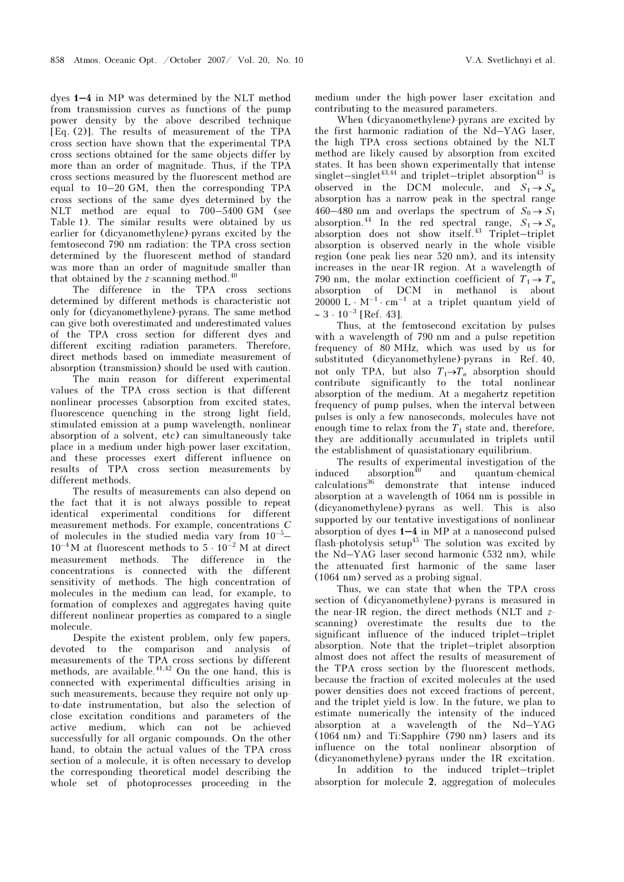dyes **1–4** in MP was determined by the NLT method from transmission curves as functions of the pump power density by the above described technique [Eq. (2)]. The results of measurement of the TPA cross section have shown that the experimental TPA cross sections obtained for the same objects differ by more than an order of magnitude. Thus, if the TPA cross sections measured by the fluorescent method are equal to 10–20 GM, then the corresponding TPA cross sections of the same dyes determined by the NLT method are equal to 700–5400 GM (see Table 1). The similar results were obtained by us earlier for (dicyanomethylene)-pyrans excited by the femtosecond 790 nm radiation: the TPA cross section determined by the fluorescent method of standard was more than an order of magnitude smaller than that obtained by the *z*-scanning method.[40]

The difference in the TPA cross sections determined by different methods is characteristic not only for (dicyanomethylene)-pyrans. The same method can give both overestimated and underestimated values of the TPA cross section for different dyes and different exciting radiation parameters. Therefore, direct methods based on immediate measurement of absorption (transmission) should be used with caution.

The main reason for different experimental values of the TPA cross section is that different nonlinear processes (absorption from excited states, fluorescence quenching in the strong light field, stimulated emission at a pump wavelength, nonlinear absorption of a solvent, etc) can simultaneously take place in a medium under high-power laser excitation, and these processes exert different influence on results of TPA cross section measurements by different methods.

The results of measurements can also depend on the fact that it is not always possible to repeat identical experimental conditions for different measurement methods. For example, concentrations $C$ of molecules in the studied media vary from $10^{-5}$–$10^{-4}$ M at fluorescent methods to $5 \cdot 10^{-2}$ M at direct measurement methods. The difference in the concentrations is connected with the different sensitivity of methods. The high concentration of molecules in the medium can lead, for example, to formation of complexes and aggregates having quite different nonlinear properties as compared to a single molecule.

Despite the existent problem, only few papers, devoted to the comparison and analysis of measurements of the TPA cross sections by different methods, are available.[41,42] On the one hand, this is connected with experimental difficulties arising in such measurements, because they require not only up-to-date instrumentation, but also the selection of close excitation conditions and parameters of the active medium, which can not be achieved successfully for all organic compounds. On the other hand, to obtain the actual values of the TPA cross section of a molecule, it is often necessary to develop the corresponding theoretical model describing the whole set of photoprocesses proceeding in the medium under the high-power laser excitation and contributing to the measured parameters.

When (dicyanomethylene)-pyrans are excited by the first harmonic radiation of the Nd–YAG laser, the high TPA cross sections obtained by the NLT method are likely caused by absorption from excited states. It has been shown experimentally that intense singlet–singlet[43,44] and triplet–triplet absorption[43] is observed in the DCM molecule, and $S_1 \to S_n$ absorption has a narrow peak in the spectral range 460–480 nm and overlaps the spectrum of $S_0 \to S_1$ absorption.[44] In the red spectral range, $S_1 \to S_n$ absorption does not show itself.[43] Triplet–triplet absorption is observed nearly in the whole visible region (one peak lies near 520 nm), and its intensity increases in the near-IR region. At a wavelength of 790 nm, the molar extinction coefficient of $T_1 \to T_n$ absorption of DCM in methanol is about 20000 $L \cdot M^{-1} \cdot cm^{-1}$ at a triplet quantum yield of $\sim 3 \cdot 10^{-3}$ [Ref. 43].

Thus, at the femtosecond excitation by pulses with a wavelength of 790 nm and a pulse repetition frequency of 80 MHz, which was used by us for substituted (dicyanomethylene)-pyrans in Ref. 40, not only TPA, but also $T_1 \to T_n$ absorption should contribute significantly to the total nonlinear absorption of the medium. At a megahertz repetition frequency of pump pulses, when the interval between pulses is only a few nanoseconds, molecules have not enough time to relax from the $T_1$ state and, therefore, they are additionally accumulated in triplets until the establishment of quasistationary equilibrium.

The results of experimental investigation of the induced absorption[40] and quantum-chemical calculations[36] demonstrate that intense induced absorption at a wavelength of 1064 nm is possible in (dicyanomethylene)-pyrans as well. This is also supported by our tentative investigations of nonlinear absorption of dyes **1–4** in MP at a nanosecond pulsed flash-photolysis setup[45] The solution was excited by the Nd–YAG laser second harmonic (532 nm), while the attenuated first harmonic of the same laser (1064 nm) served as a probing signal.

Thus, we can state that when the TPA cross section of (dicyanomethylene)-pyrans is measured in the near-IR region, the direct methods (NLT and *z*-scanning) overestimate the results due to the significant influence of the induced triplet–triplet absorption. Note that the triplet–triplet absorption almost does not affect the results of measurement of the TPA cross section by the fluorescent methods, because the fraction of excited molecules at the used power densities does not exceed fractions of percent, and the triplet yield is low. In the future, we plan to estimate numerically the intensity of the induced absorption at a wavelength of the Nd–YAG (1064 nm) and Ti:Sapphire (790 nm) lasers and its influence on the total nonlinear absorption of (dicyanomethylene)-pyrans under the IR excitation.

In addition to the induced triplet–triplet absorption for molecule **2**, aggregation of molecules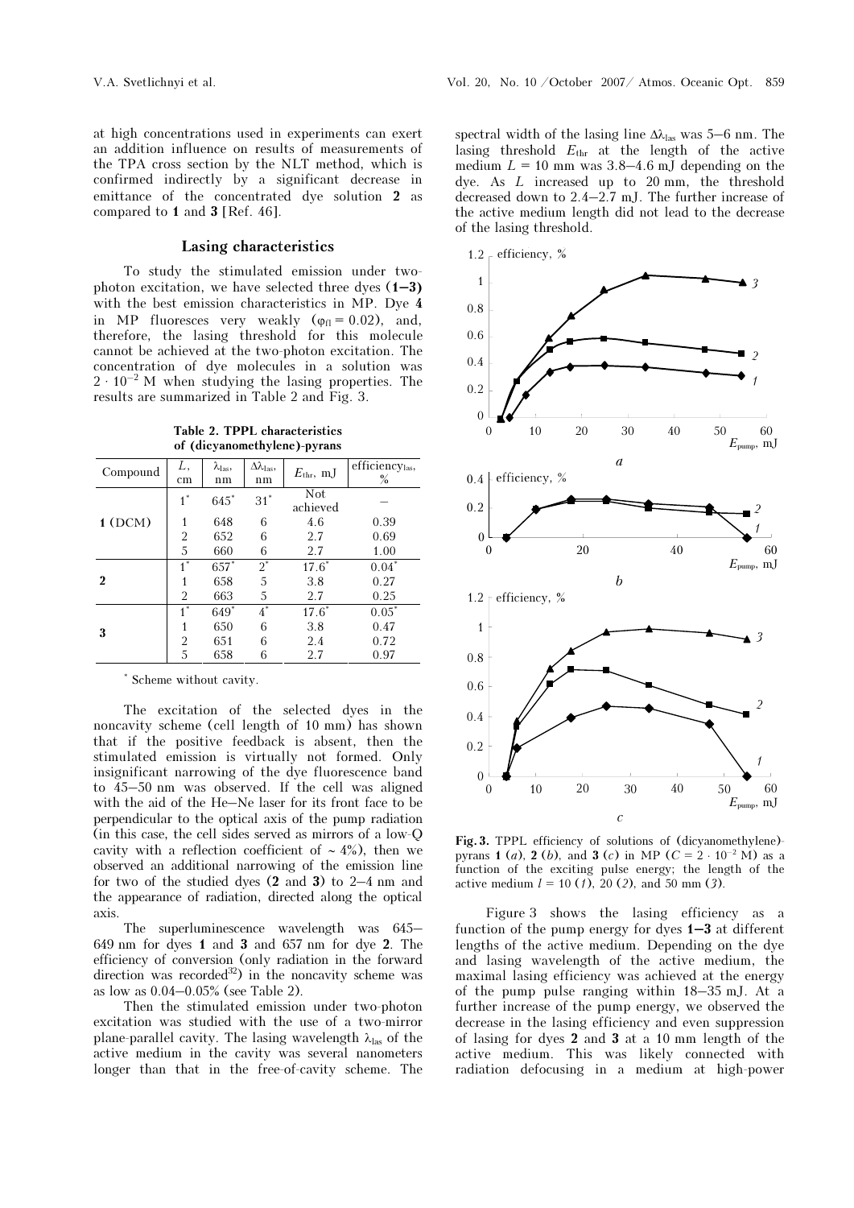at high concentrations used in experiments can exert an addition influence on results of measurements of the TPA cross section by the NLT method, which is confirmed indirectly by a significant decrease in emittance of the concentrated dye solution **2** as compared to **1** and **3** [Ref. 46].

## Lasing characteristics

To study the stimulated emission under two-photon excitation, we have selected three dyes (**1–3**) with the best emission characteristics in MP. Dye **4** in MP fluoresces very weakly ($\varphi_{fl} = 0.02$), and, therefore, the lasing threshold for this molecule cannot be achieved at the two-photon excitation. The concentration of dye molecules in a solution was $2 \cdot 10^{-2}$ M when studying the lasing properties. The results are summarized in Table 2 and Fig. 3.

**Table 2. TPPL characteristics of (dicyanomethylene)-pyrans**

| Compound | $L$, cm | $\lambda_{las}$, nm | $\Delta\lambda_{las}$, nm | $E_{thr}$, mJ | efficiency$_{las}$, % |
|---|---|---|---|---|---|
| **1** (DCM) | 1* | 645* | 31* | Not achieved | – |
| | 1 | 648 | 6 | 4.6 | 0.39 |
| | 2 | 652 | 6 | 2.7 | 0.69 |
| | 5 | 660 | 6 | 2.7 | 1.00 |
| **2** | 1* | 657* | 2* | 17.6* | 0.04* |
| | 1 | 658 | 5 | 3.8 | 0.27 |
| | 2 | 663 | 5 | 2.7 | 0.25 |
| **3** | 1* | 649* | 4* | 17.6* | 0.05* |
| | 1 | 650 | 6 | 3.8 | 0.47 |
| | 2 | 651 | 6 | 2.4 | 0.72 |
| | 5 | 658 | 6 | 2.7 | 0.97 |

\* Scheme without cavity.

The excitation of the selected dyes in the noncavity scheme (cell length of 10 mm) has shown that if the positive feedback is absent, then the stimulated emission is virtually not formed. Only insignificant narrowing of the dye fluorescence band to 45–50 nm was observed. If the cell was aligned with the aid of the He–Ne laser for its front face to be perpendicular to the optical axis of the pump radiation (in this case, the cell sides served as mirrors of a low-Q cavity with a reflection coefficient of ~ 4%), then we observed an additional narrowing of the emission line for two of the studied dyes (**2** and **3**) to 2–4 nm and the appearance of radiation, directed along the optical axis.

The superluminescence wavelength was 645–649 nm for dyes **1** and **3** and 657 nm for dye **2**. The efficiency of conversion (only radiation in the forward direction was recorded[32]) in the noncavity scheme was as low as 0.04–0.05% (see Table 2).

Then the stimulated emission under two-photon excitation was studied with the use of a two-mirror plane-parallel cavity. The lasing wavelength $\lambda_{las}$ of the active medium in the cavity was several nanometers longer than that in the free-of-cavity scheme. The spectral width of the lasing line $\Delta\lambda_{las}$ was 5–6 nm. The lasing threshold $E_{thr}$ at the length of the active medium $L = 10$ mm was 3.8–4.6 mJ depending on the dye. As $L$ increased up to 20 mm, the threshold decreased down to 2.4–2.7 mJ. The further increase of the active medium length did not lead to the decrease of the lasing threshold.

**Fig. 3.** TPPL efficiency of solutions of (dicyanomethylene)-pyrans **1** (*a*), **2** (*b*), and **3** (*c*) in MP ($C = 2 \cdot 10^{-2}$ M) as a function of the exciting pulse energy; the length of the active medium $l = 10$ (*1*), 20 (*2*), and 50 mm (*3*).

Figure 3 shows the lasing efficiency as a function of the pump energy for dyes **1–3** at different lengths of the active medium. Depending on the dye and lasing wavelength of the active medium, the maximal lasing efficiency was achieved at the energy of the pump pulse ranging within 18–35 mJ. At a further increase of the pump energy, we observed the decrease in the lasing efficiency and even suppression of lasing for dyes **2** and **3** at a 10 mm length of the active medium. This was likely connected with radiation defocusing in a medium at high-power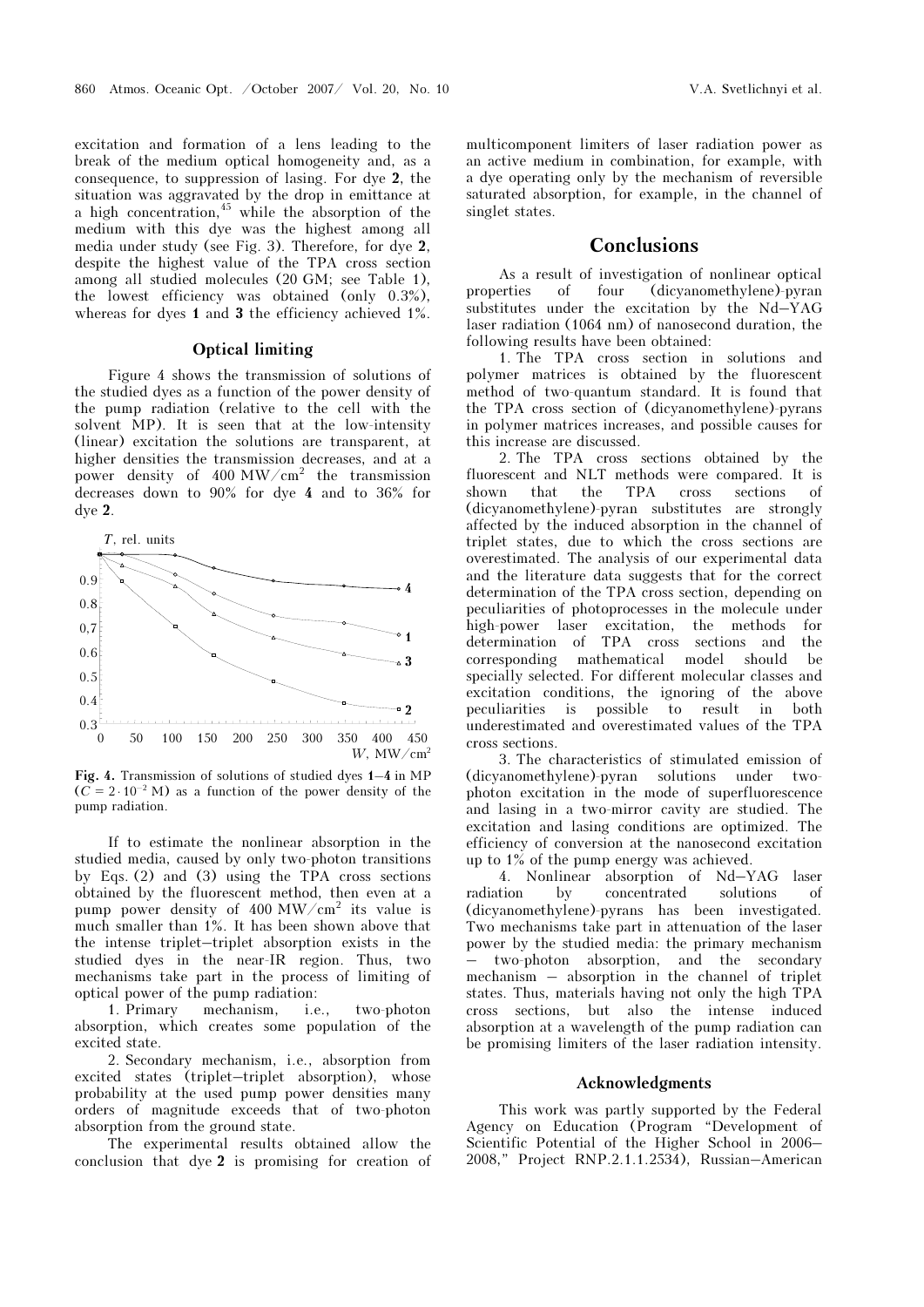excitation and formation of a lens leading to the break of the medium optical homogeneity and, as a consequence, to suppression of lasing. For dye **2**, the situation was aggravated by the drop in emittance at a high concentration,[45] while the absorption of the medium with this dye was the highest among all media under study (see Fig. 3). Therefore, for dye **2**, despite the highest value of the TPA cross section among all studied molecules (20 GM; see Table 1), the lowest efficiency was obtained (only 0.3%), whereas for dyes **1** and **3** the efficiency achieved 1%.

### Optical limiting

Figure 4 shows the transmission of solutions of the studied dyes as a function of the power density of the pump radiation (relative to the cell with the solvent MP). It is seen that at the low-intensity (linear) excitation the solutions are transparent, at higher densities the transmission decreases, and at a power density of 400 MW/cm$^2$ the transmission decreases down to 90% for dye **4** and to 36% for dye **2**.

**Fig. 4.** Transmission of solutions of studied dyes **1**–**4** in MP ($C = 2 \cdot 10^{-2}$ M) as a function of the power density of the pump radiation.

If to estimate the nonlinear absorption in the studied media, caused by only two-photon transitions by Eqs. (2) and (3) using the TPA cross sections obtained by the fluorescent method, then even at a pump power density of 400 MW/cm$^2$ its value is much smaller than 1%. It has been shown above that the intense triplet–triplet absorption exists in the studied dyes in the near-IR region. Thus, two mechanisms take part in the process of limiting of optical power of the pump radiation:

1. Primary mechanism, i.e., two-photon absorption, which creates some population of the excited state.
2. Secondary mechanism, i.e., absorption from excited states (triplet–triplet absorption), whose probability at the used pump power densities many orders of magnitude exceeds that of two-photon absorption from the ground state.

The experimental results obtained allow the conclusion that dye **2** is promising for creation of multicomponent limiters of laser radiation power as an active medium in combination, for example, with a dye operating only by the mechanism of reversible saturated absorption, for example, in the channel of singlet states.

## Conclusions

As a result of investigation of nonlinear optical properties of four (dicyanomethylene)-pyran substitutes under the excitation by the Nd–YAG laser radiation (1064 nm) of nanosecond duration, the following results have been obtained:

1. The TPA cross section in solutions and polymer matrices is obtained by the fluorescent method of two-quantum standard. It is found that the TPA cross section of (dicyanomethylene)-pyrans in polymer matrices increases, and possible causes for this increase are discussed.
2. The TPA cross sections obtained by the fluorescent and NLT methods were compared. It is shown that the TPA cross sections of (dicyanomethylene)-pyran substitutes are strongly affected by the induced absorption in the channel of triplet states, due to which the cross sections are overestimated. The analysis of our experimental data and the literature data suggests that for the correct determination of the TPA cross section, depending on peculiarities of photoprocesses in the molecule under high-power laser excitation, the methods for determination of TPA cross sections and the corresponding mathematical model should be specially selected. For different molecular classes and excitation conditions, the ignoring of the above peculiarities is possible to result in both underestimated and overestimated values of the TPA cross sections.
3. The characteristics of stimulated emission of (dicyanomethylene)-pyran solutions under two-photon excitation in the mode of superfluorescence and lasing in a two-mirror cavity are studied. The excitation and lasing conditions are optimized. The efficiency of conversion at the nanosecond excitation up to 1% of the pump energy was achieved.
4. Nonlinear absorption of Nd–YAG laser radiation by concentrated solutions of (dicyanomethylene)-pyrans has been investigated. Two mechanisms take part in attenuation of the laser power by the studied media: the primary mechanism – two-photon absorption, and the secondary mechanism – absorption in the channel of triplet states. Thus, materials having not only the high TPA cross sections, but also the intense induced absorption at a wavelength of the pump radiation can be promising limiters of the laser radiation intensity.

### Acknowledgments

This work was partly supported by the Federal Agency on Education (Program "Development of Scientific Potential of the Higher School in 2006–2008," Project RNP.2.1.1.2534), Russian–American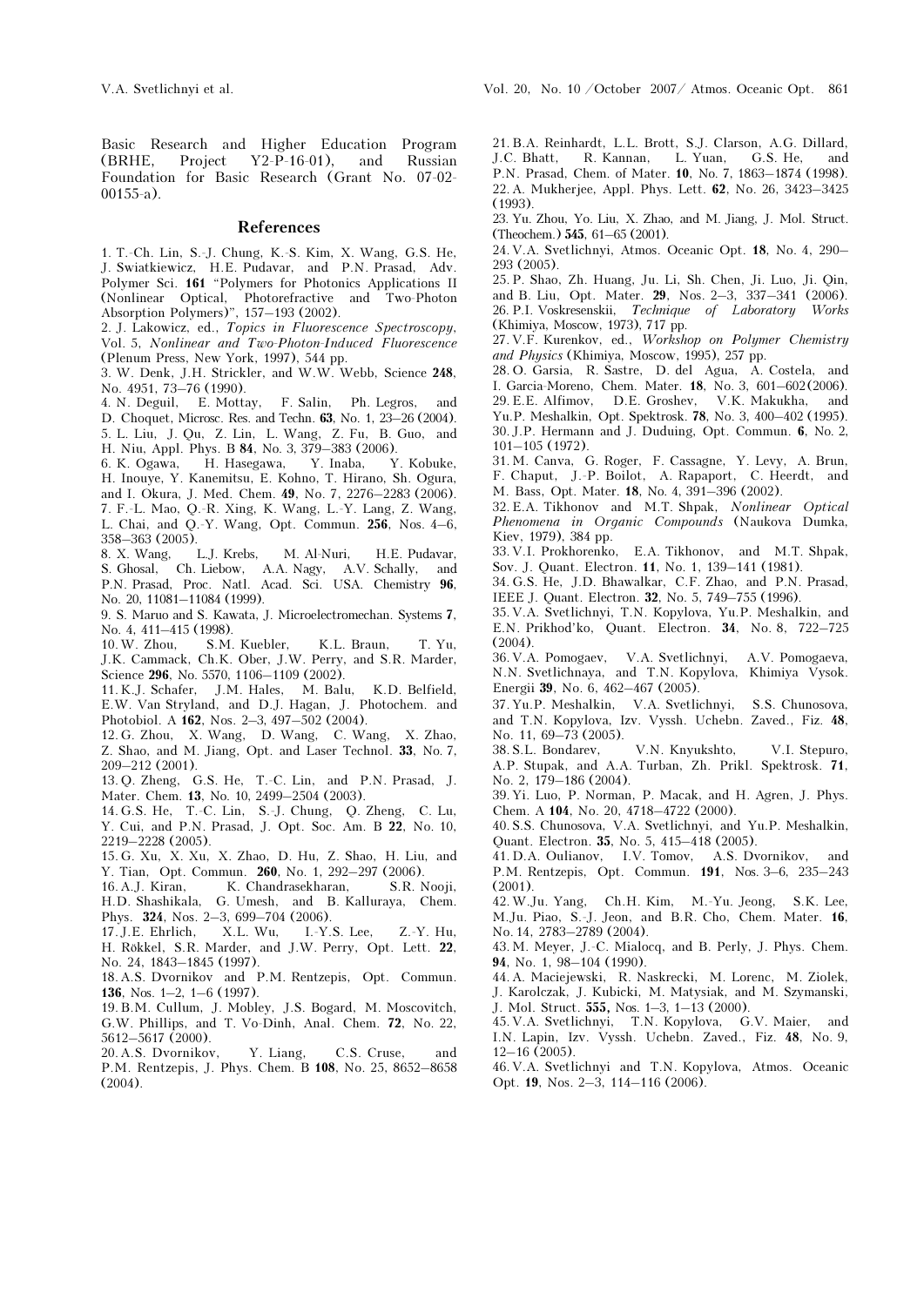Basic Research and Higher Education Program (BRHE, Project Y2-P-16-01), and Russian Foundation for Basic Research (Grant No. 07-02-00155-a).

## References

1. T.-Ch. Lin, S.-J. Chung, K.-S. Kim, X. Wang, G.S. He, J. Swiatkiewicz, H.E. Pudavar, and P.N. Prasad, Adv. Polymer Sci. **161** "Polymers for Photonics Applications II (Nonlinear Optical, Photorefractive and Two-Photon Absorption Polymers)", 157–193 (2002).
2. J. Lakowicz, ed., *Topics in Fluorescence Spectroscopy*, Vol. 5, *Nonlinear and Two-Photon-Induced Fluorescence* (Plenum Press, New York, 1997), 544 pp.
3. W. Denk, J.H. Strickler, and W.W. Webb, Science **248**, No. 4951, 73–76 (1990).
4. N. Deguil, E. Mottay, F. Salin, Ph. Legros, and D. Choquet, Microsc. Res. and Techn. **63**, No. 1, 23–26 (2004).
5. L. Liu, J. Qu, Z. Lin, L. Wang, Z. Fu, B. Guo, and H. Niu, Appl. Phys. B **84**, No. 3, 379–383 (2006).
6. K. Ogawa, H. Hasegawa, Y. Inaba, Y. Kobuke, H. Inouye, Y. Kanemitsu, E. Kohno, T. Hirano, Sh. Ogura, and I. Okura, J. Med. Chem. **49**, No. 7, 2276–2283 (2006).
7. F.-L. Mao, Q.-R. Xing, K. Wang, L.-Y. Lang, Z. Wang, L. Chai, and Q.-Y. Wang, Opt. Commun. **256**, Nos. 4–6, 358–363 (2005).
8. X. Wang, L.J. Krebs, M. Al-Nuri, H.E. Pudavar, S. Ghosal, Ch. Liebow, A.A. Nagy, A.V. Schally, and P.N. Prasad, Proc. Natl. Acad. Sci. USA. Chemistry **96**, No. 20, 11081–11084 (1999).
9. S. Maruo and S. Kawata, J. Microelectromechan. Systems **7**, No. 4, 411–415 (1998).
10. W. Zhou, S.M. Kuebler, K.L. Braun, T. Yu, J.K. Cammack, Ch.K. Ober, J.W. Perry, and S.R. Marder, Science **296**, No. 5570, 1106–1109 (2002).
11. K.J. Schafer, J.M. Hales, M. Balu, K.D. Belfield, E.W. Van Stryland, and D.J. Hagan, J. Photochem. and Photobiol. A **162**, Nos. 2–3, 497–502 (2004).
12. G. Zhou, X. Wang, D. Wang, C. Wang, X. Zhao, Z. Shao, and M. Jiang, Opt. and Laser Technol. **33**, No. 7, 209–212 (2001).
13. Q. Zheng, G.S. He, T.-C. Lin, and P.N. Prasad, J. Mater. Chem. **13**, No. 10, 2499–2504 (2003).
14. G.S. He, T.-C. Lin, S.-J. Chung, Q. Zheng, C. Lu, Y. Cui, and P.N. Prasad, J. Opt. Soc. Am. B **22**, No. 10, 2219–2228 (2005).
15. G. Xu, X. Xu, X. Zhao, D. Hu, Z. Shao, H. Liu, and Y. Tian, Opt. Commun. **260**, No. 1, 292–297 (2006).
16. A.J. Kiran, K. Chandrasekharan, S.R. Nooji, H.D. Shashikala, G. Umesh, and B. Kalluraya, Chem. Phys. **324**, Nos. 2–3, 699–704 (2006).
17. J.E. Ehrlich, X.L. Wu, I.-Y.S. Lee, Z.-Y. Hu, H. Rökkel, S.R. Marder, and J.W. Perry, Opt. Lett. **22**, No. 24, 1843–1845 (1997).
18. A.S. Dvornikov and P.M. Rentzepis, Opt. Commun. **136**, Nos. 1–2, 1–6 (1997).
19. B.M. Cullum, J. Mobley, J.S. Bogard, M. Moscovitch, G.W. Phillips, and T. Vo-Dinh, Anal. Chem. **72**, No. 22, 5612–5617 (2000).
20. A.S. Dvornikov, Y. Liang, C.S. Cruse, and P.M. Rentzepis, J. Phys. Chem. B **108**, No. 25, 8652–8658 (2004).
21. B.A. Reinhardt, L.L. Brott, S.J. Clarson, A.G. Dillard, J.C. Bhatt, R. Kannan, L. Yuan, G.S. He, and P.N. Prasad, Chem. of Mater. **10**, No. 7, 1863–1874 (1998).
22. A. Mukherjee, Appl. Phys. Lett. **62**, No. 26, 3423–3425 (1993).
23. Yu. Zhou, Yo. Liu, X. Zhao, and M. Jiang, J. Mol. Struct. (Theochem.) **545**, 61–65 (2001).
24. V.A. Svetlichnyi, Atmos. Oceanic Opt. **18**, No. 4, 290–293 (2005).
25. P. Shao, Zh. Huang, Ju. Li, Sh. Chen, Ji. Luo, Ji. Qin, and B. Liu, Opt. Mater. **29**, Nos. 2–3, 337–341 (2006).
26. P.I. Voskresenskii, *Technique of Laboratory Works* (Khimiya, Moscow, 1973), 717 pp.
27. V.F. Kurenkov, ed., *Workshop on Polymer Chemistry and Physics* (Khimiya, Moscow, 1995), 257 pp.
28. O. Garsia, R. Sastre, D. del Agua, A. Costela, and I. Garcia-Moreno, Chem. Mater. **18**, No. 3, 601–602(2006).
29. E.E. Alfimov, D.E. Groshev, V.K. Makukha, and Yu.P. Meshalkin, Opt. Spektrosk. **78**, No. 3, 400–402 (1995).
30. J.P. Hermann and J. Duduing, Opt. Commun. **6**, No. 2, 101–105 (1972).
31. M. Canva, G. Roger, F. Cassagne, Y. Levy, A. Brun, F. Chaput, J.-P. Boilot, A. Rapaport, C. Heerdt, and M. Bass, Opt. Mater. **18**, No. 4, 391–396 (2002).
32. E.A. Tikhonov and M.T. Shpak, *Nonlinear Optical Phenomena in Organic Compounds* (Naukova Dumka, Kiev, 1979), 384 pp.
33. V.I. Prokhorenko, E.A. Tikhonov, and M.T. Shpak, Sov. J. Quant. Electron. **11**, No. 1, 139–141 (1981).
34. G.S. He, J.D. Bhawalkar, C.F. Zhao, and P.N. Prasad, IEEE J. Quant. Electron. **32**, No. 5, 749–755 (1996).
35. V.A. Svetlichnyi, T.N. Kopylova, Yu.P. Meshalkin, and E.N. Prikhod'ko, Quant. Electron. **34**, No. 8, 722–725 (2004).
36. V.A. Pomogaev, V.A. Svetlichnyi, A.V. Pomogaeva, N.N. Svetlichnaya, and T.N. Kopylova, Khimiya Vysok. Energii **39**, No. 6, 462–467 (2005).
37. Yu.P. Meshalkin, V.A. Svetlichnyi, S.S. Chunosova, and T.N. Kopylova, Izv. Vyssh. Uchebn. Zaved., Fiz. **48**, No. 11, 69–73 (2005).
38. S.L. Bondarev, V.N. Knyukshto, V.I. Stepuro, A.P. Stupak, and A.A. Turban, Zh. Prikl. Spektrosk. **71**, No. 2, 179–186 (2004).
39. Yi. Luo, P. Norman, P. Macak, and H. Agren, J. Phys. Chem. A **104**, No. 20, 4718–4722 (2000).
40. S.S. Chunosova, V.A. Svetlichnyi, and Yu.P. Meshalkin, Quant. Electron. **35**, No. 5, 415–418 (2005).
41. D.A. Oulianov, I.V. Tomov, A.S. Dvornikov, and P.M. Rentzepis, Opt. Commun. **191**, Nos. 3–6, 235–243 (2001).
42. W.Ju. Yang, Ch.H. Kim, M.-Yu. Jeong, S.K. Lee, M.Ju. Piao, S.-J. Jeon, and B.R. Cho, Chem. Mater. **16**, No. 14, 2783–2789 (2004).
43. M. Meyer, J.-C. Mialocq, and B. Perly, J. Phys. Chem. **94**, No. 1, 98–104 (1990).
44. A. Maciejewski, R. Naskrecki, M. Lorenc, M. Ziolek, J. Karolczak, J. Kubicki, M. Matysiak, and M. Szymanski, J. Mol. Struct. **555,** Nos. 1–3, 1–13 (2000).
45. V.A. Svetlichnyi, T.N. Kopylova, G.V. Maier, and I.N. Lapin, Izv. Vyssh. Uchebn. Zaved., Fiz. **48**, No. 9, 12–16 (2005).
46. V.A. Svetlichnyi and T.N. Kopylova, Atmos. Oceanic Opt. **19**, Nos. 2–3, 114–116 (2006).